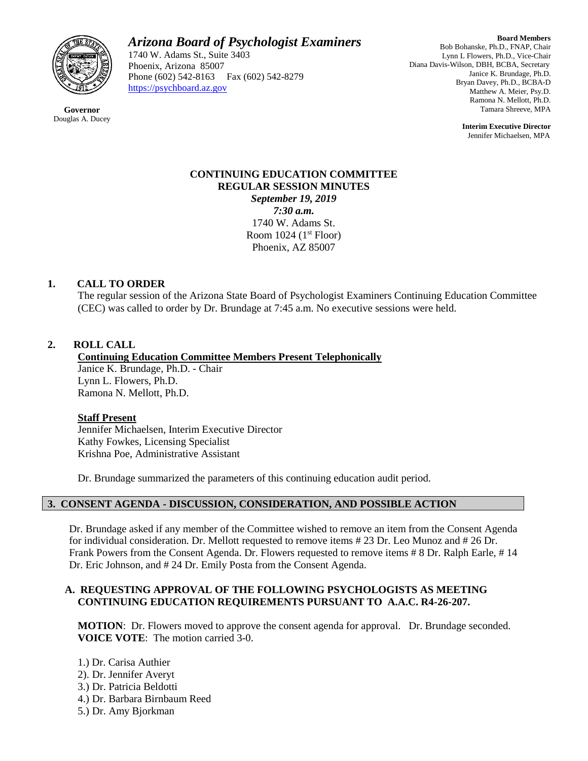# Arizona Board of Psychologist Examiners

1740 W. Adams St., Suite 3403
Phoenix, Arizona 85007
Phone (602) 542-8163 Fax (602) 542-8279
https://psychboard.az.gov

**Governor**
Douglas A. Ducey

**Board Members**
Bob Bohanske, Ph.D., FNAP, Chair
Lynn L Flowers, Ph.D., Vice-Chair
Diana Davis-Wilson, DBH, BCBA, Secretary
Janice K. Brundage, Ph.D.
Bryan Davey, Ph.D., BCBA-D
Matthew A. Meier, Psy.D.
Ramona N. Mellott, Ph.D.
Tamara Shreeve, MPA

**Interim Executive Director**
Jennifer Michaelsen, MPA

## CONTINUING EDUCATION COMMITTEE
## REGULAR SESSION MINUTES

***September 19, 2019***
***7:30 a.m.***
1740 W. Adams St.
Room 1024 (1st Floor)
Phoenix, AZ 85007

### 1. CALL TO ORDER

The regular session of the Arizona State Board of Psychologist Examiners Continuing Education Committee (CEC) was called to order by Dr. Brundage at 7:45 a.m. No executive sessions were held.

### 2. ROLL CALL

**Continuing Education Committee Members Present Telephonically**

Janice K. Brundage, Ph.D. - Chair
Lynn L. Flowers, Ph.D.
Ramona N. Mellott, Ph.D.

**Staff Present**

Jennifer Michaelsen, Interim Executive Director
Kathy Fowkes, Licensing Specialist
Krishna Poe, Administrative Assistant

Dr. Brundage summarized the parameters of this continuing education audit period.

### 3. CONSENT AGENDA - DISCUSSION, CONSIDERATION, AND POSSIBLE ACTION

Dr. Brundage asked if any member of the Committee wished to remove an item from the Consent Agenda for individual consideration. Dr. Mellott requested to remove items # 23 Dr. Leo Munoz and # 26 Dr. Frank Powers from the Consent Agenda. Dr. Flowers requested to remove items # 8 Dr. Ralph Earle, # 14 Dr. Eric Johnson, and # 24 Dr. Emily Posta from the Consent Agenda.

#### A. REQUESTING APPROVAL OF THE FOLLOWING PSYCHOLOGISTS AS MEETING CONTINUING EDUCATION REQUIREMENTS PURSUANT TO A.A.C. R4-26-207.

**MOTION**: Dr. Flowers moved to approve the consent agenda for approval. Dr. Brundage seconded.
**VOICE VOTE**: The motion carried 3-0.

1.) Dr. Carisa Authier
2). Dr. Jennifer Averyt
3.) Dr. Patricia Beldotti
4.) Dr. Barbara Birnbaum Reed
5.) Dr. Amy Bjorkman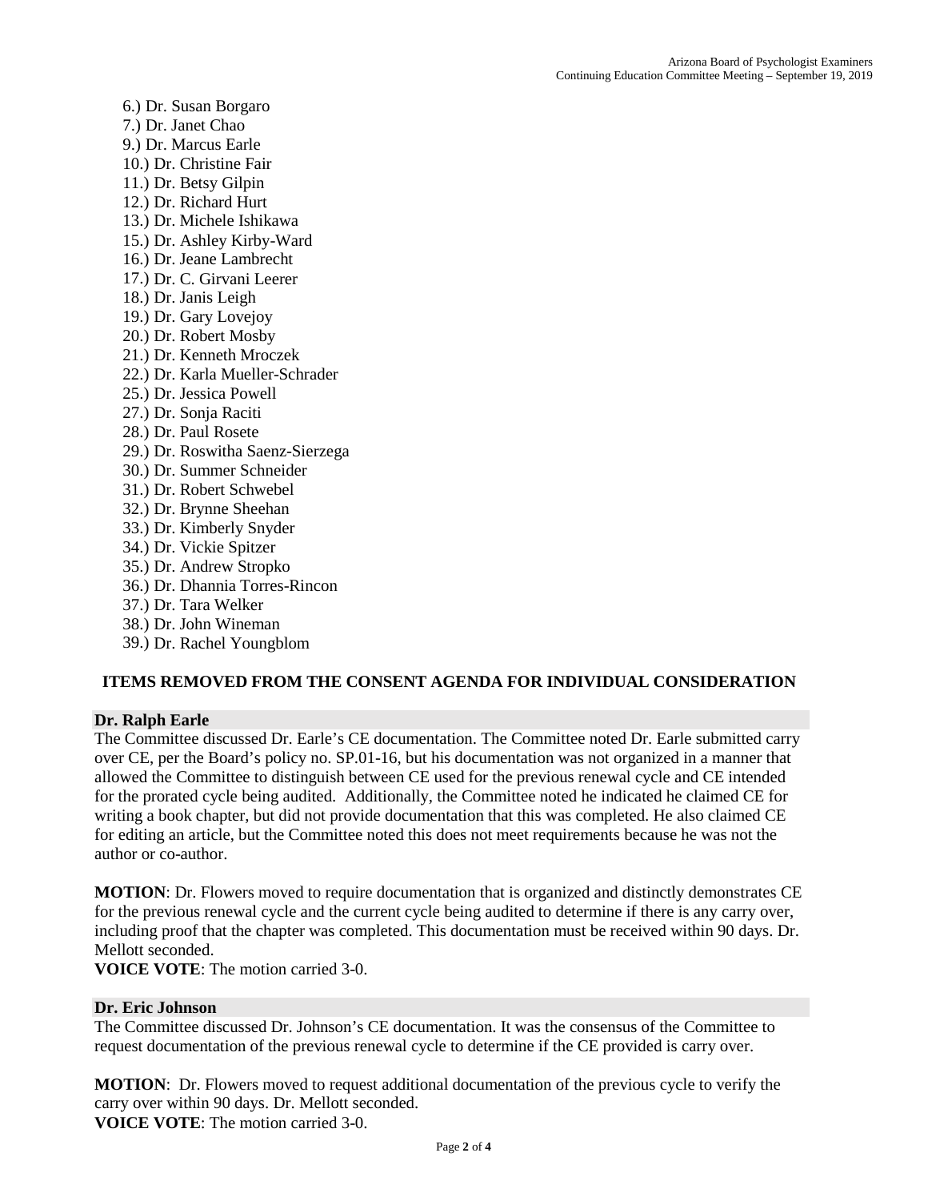6.) Dr. Susan Borgaro
7.) Dr. Janet Chao
9.) Dr. Marcus Earle
10.) Dr. Christine Fair
11.) Dr. Betsy Gilpin
12.) Dr. Richard Hurt
13.) Dr. Michele Ishikawa
15.) Dr. Ashley Kirby-Ward
16.) Dr. Jeane Lambrecht
17.) Dr. C. Girvani Leerer
18.) Dr. Janis Leigh
19.) Dr. Gary Lovejoy
20.) Dr. Robert Mosby
21.) Dr. Kenneth Mroczek
22.) Dr. Karla Mueller-Schrader
25.) Dr. Jessica Powell
27.) Dr. Sonja Raciti
28.) Dr. Paul Rosete
29.) Dr. Roswitha Saenz-Sierzega
30.) Dr. Summer Schneider
31.) Dr. Robert Schwebel
32.) Dr. Brynne Sheehan
33.) Dr. Kimberly Snyder
34.) Dr. Vickie Spitzer
35.) Dr. Andrew Stropko
36.) Dr. Dhannia Torres-Rincon
37.) Dr. Tara Welker
38.) Dr. John Wineman
39.) Dr. Rachel Youngblom

## ITEMS REMOVED FROM THE CONSENT AGENDA FOR INDIVIDUAL CONSIDERATION

**Dr. Ralph Earle**

The Committee discussed Dr. Earle's CE documentation. The Committee noted Dr. Earle submitted carry over CE, per the Board's policy no. SP.01-16, but his documentation was not organized in a manner that allowed the Committee to distinguish between CE used for the previous renewal cycle and CE intended for the prorated cycle being audited. Additionally, the Committee noted he indicated he claimed CE for writing a book chapter, but did not provide documentation that this was completed. He also claimed CE for editing an article, but the Committee noted this does not meet requirements because he was not the author or co-author.

**MOTION**: Dr. Flowers moved to require documentation that is organized and distinctly demonstrates CE for the previous renewal cycle and the current cycle being audited to determine if there is any carry over, including proof that the chapter was completed. This documentation must be received within 90 days. Dr. Mellott seconded.
**VOICE VOTE**: The motion carried 3-0.

**Dr. Eric Johnson**

The Committee discussed Dr. Johnson's CE documentation. It was the consensus of the Committee to request documentation of the previous renewal cycle to determine if the CE provided is carry over.

**MOTION**: Dr. Flowers moved to request additional documentation of the previous cycle to verify the carry over within 90 days. Dr. Mellott seconded.
**VOICE VOTE**: The motion carried 3-0.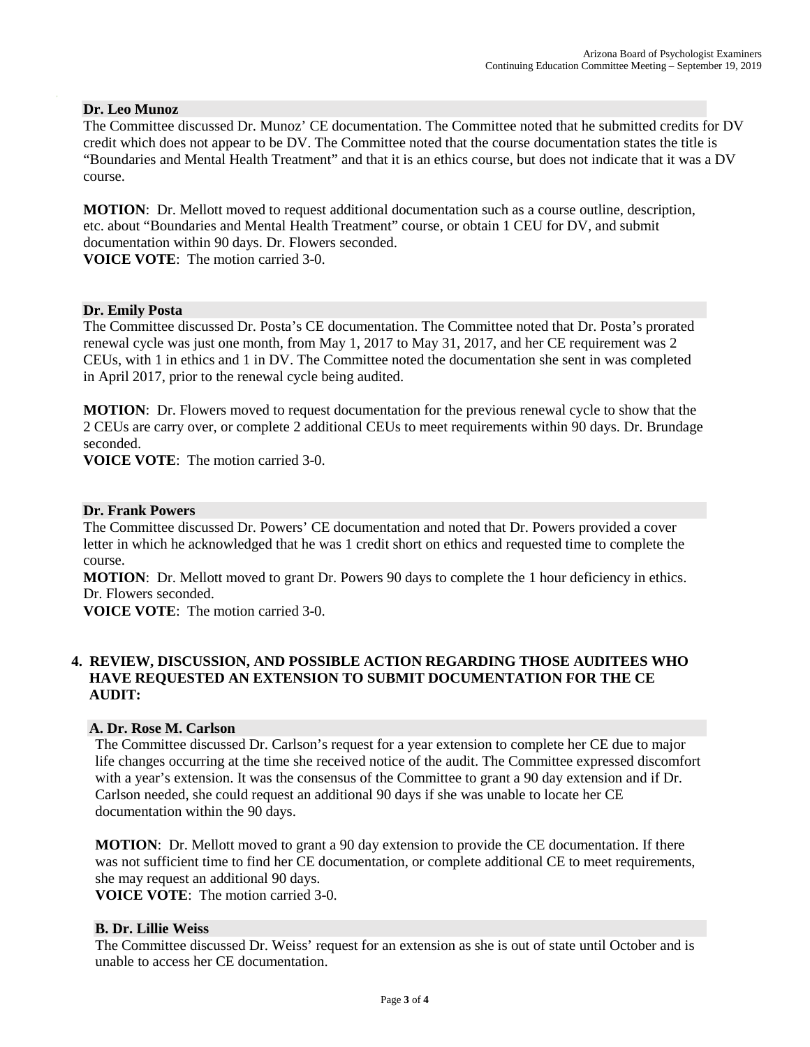### Dr. Leo Munoz

The Committee discussed Dr. Munoz' CE documentation. The Committee noted that he submitted credits for DV credit which does not appear to be DV. The Committee noted that the course documentation states the title is "Boundaries and Mental Health Treatment" and that it is an ethics course, but does not indicate that it was a DV course.

**MOTION**: Dr. Mellott moved to request additional documentation such as a course outline, description, etc. about "Boundaries and Mental Health Treatment" course, or obtain 1 CEU for DV, and submit documentation within 90 days. Dr. Flowers seconded.
**VOICE VOTE**: The motion carried 3-0.

### Dr. Emily Posta

The Committee discussed Dr. Posta's CE documentation. The Committee noted that Dr. Posta's prorated renewal cycle was just one month, from May 1, 2017 to May 31, 2017, and her CE requirement was 2 CEUs, with 1 in ethics and 1 in DV. The Committee noted the documentation she sent in was completed in April 2017, prior to the renewal cycle being audited.

**MOTION**: Dr. Flowers moved to request documentation for the previous renewal cycle to show that the 2 CEUs are carry over, or complete 2 additional CEUs to meet requirements within 90 days. Dr. Brundage seconded.
**VOICE VOTE**: The motion carried 3-0.

### Dr. Frank Powers

The Committee discussed Dr. Powers' CE documentation and noted that Dr. Powers provided a cover letter in which he acknowledged that he was 1 credit short on ethics and requested time to complete the course.
**MOTION**: Dr. Mellott moved to grant Dr. Powers 90 days to complete the 1 hour deficiency in ethics. Dr. Flowers seconded.
**VOICE VOTE**: The motion carried 3-0.

## 4. REVIEW, DISCUSSION, AND POSSIBLE ACTION REGARDING THOSE AUDITEES WHO HAVE REQUESTED AN EXTENSION TO SUBMIT DOCUMENTATION FOR THE CE AUDIT:

### A. Dr. Rose M. Carlson

The Committee discussed Dr. Carlson's request for a year extension to complete her CE due to major life changes occurring at the time she received notice of the audit. The Committee expressed discomfort with a year's extension. It was the consensus of the Committee to grant a 90 day extension and if Dr. Carlson needed, she could request an additional 90 days if she was unable to locate her CE documentation within the 90 days.

**MOTION**: Dr. Mellott moved to grant a 90 day extension to provide the CE documentation. If there was not sufficient time to find her CE documentation, or complete additional CE to meet requirements, she may request an additional 90 days.
**VOICE VOTE**: The motion carried 3-0.

### B. Dr. Lillie Weiss

The Committee discussed Dr. Weiss' request for an extension as she is out of state until October and is unable to access her CE documentation.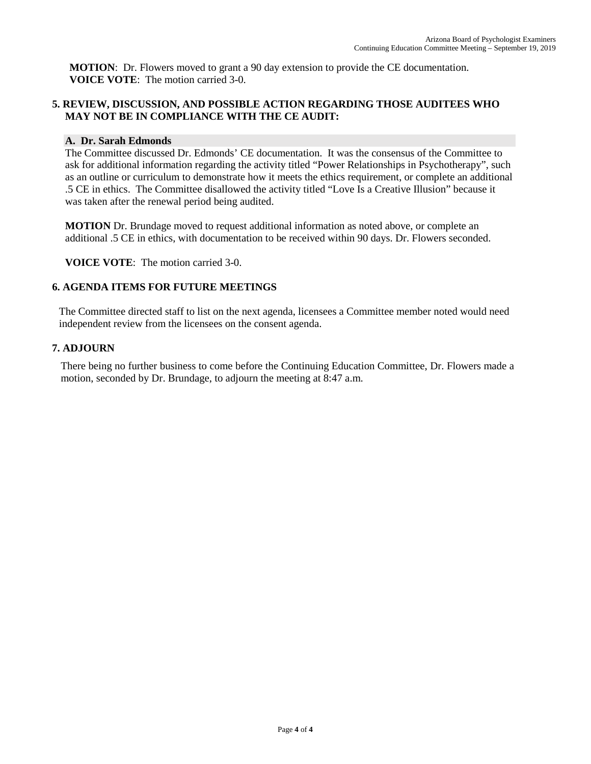**MOTION**: Dr. Flowers moved to grant a 90 day extension to provide the CE documentation.
**VOICE VOTE**: The motion carried 3-0.

## 5. REVIEW, DISCUSSION, AND POSSIBLE ACTION REGARDING THOSE AUDITEES WHO MAY NOT BE IN COMPLIANCE WITH THE CE AUDIT:

### A. Dr. Sarah Edmonds

The Committee discussed Dr. Edmonds' CE documentation. It was the consensus of the Committee to ask for additional information regarding the activity titled "Power Relationships in Psychotherapy", such as an outline or curriculum to demonstrate how it meets the ethics requirement, or complete an additional .5 CE in ethics. The Committee disallowed the activity titled "Love Is a Creative Illusion" because it was taken after the renewal period being audited.

**MOTION** Dr. Brundage moved to request additional information as noted above, or complete an additional .5 CE in ethics, with documentation to be received within 90 days. Dr. Flowers seconded.

**VOICE VOTE**: The motion carried 3-0.

## 6. AGENDA ITEMS FOR FUTURE MEETINGS

The Committee directed staff to list on the next agenda, licensees a Committee member noted would need independent review from the licensees on the consent agenda.

## 7. ADJOURN

There being no further business to come before the Continuing Education Committee, Dr. Flowers made a motion, seconded by Dr. Brundage, to adjourn the meeting at 8:47 a.m.